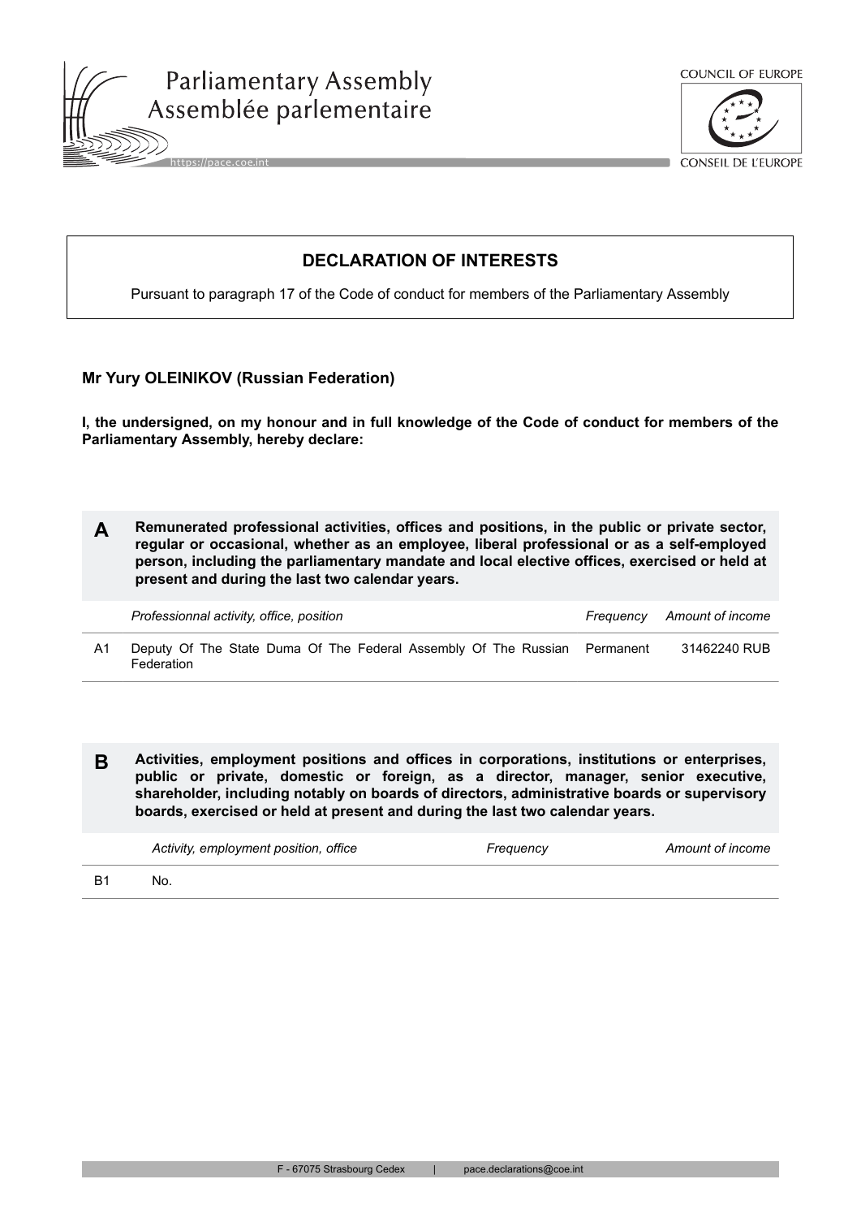Parliamentary Assembly
Assemblée parlementaire

COUNCIL OF EUROPE
CONSEIL DE L'EUROPE

# DECLARATION OF INTERESTS

Pursuant to paragraph 17 of the Code of conduct for members of the Parliamentary Assembly

**Mr Yury OLEINIKOV (Russian Federation)**

**I, the undersigned, on my honour and in full knowledge of the Code of conduct for members of the Parliamentary Assembly, hereby declare:**

## A

**Remunerated professional activities, offices and positions, in the public or private sector, regular or occasional, whether as an employee, liberal professional or as a self-employed person, including the parliamentary mandate and local elective offices, exercised or held at present and during the last two calendar years.**

| | *Professionnal activity, office, position* | *Frequency* | *Amount of income* |
|---|---|---|---|
| A1 | Deputy Of The State Duma Of The Federal Assembly Of The Russian Federation | Permanent | 31462240 RUB |

## B

**Activities, employment positions and offices in corporations, institutions or enterprises, public or private, domestic or foreign, as a director, manager, senior executive, shareholder, including notably on boards of directors, administrative boards or supervisory boards, exercised or held at present and during the last two calendar years.**

| | *Activity, employment position, office* | *Frequency* | *Amount of income* |
|---|---|---|---|
| B1 | No. | | |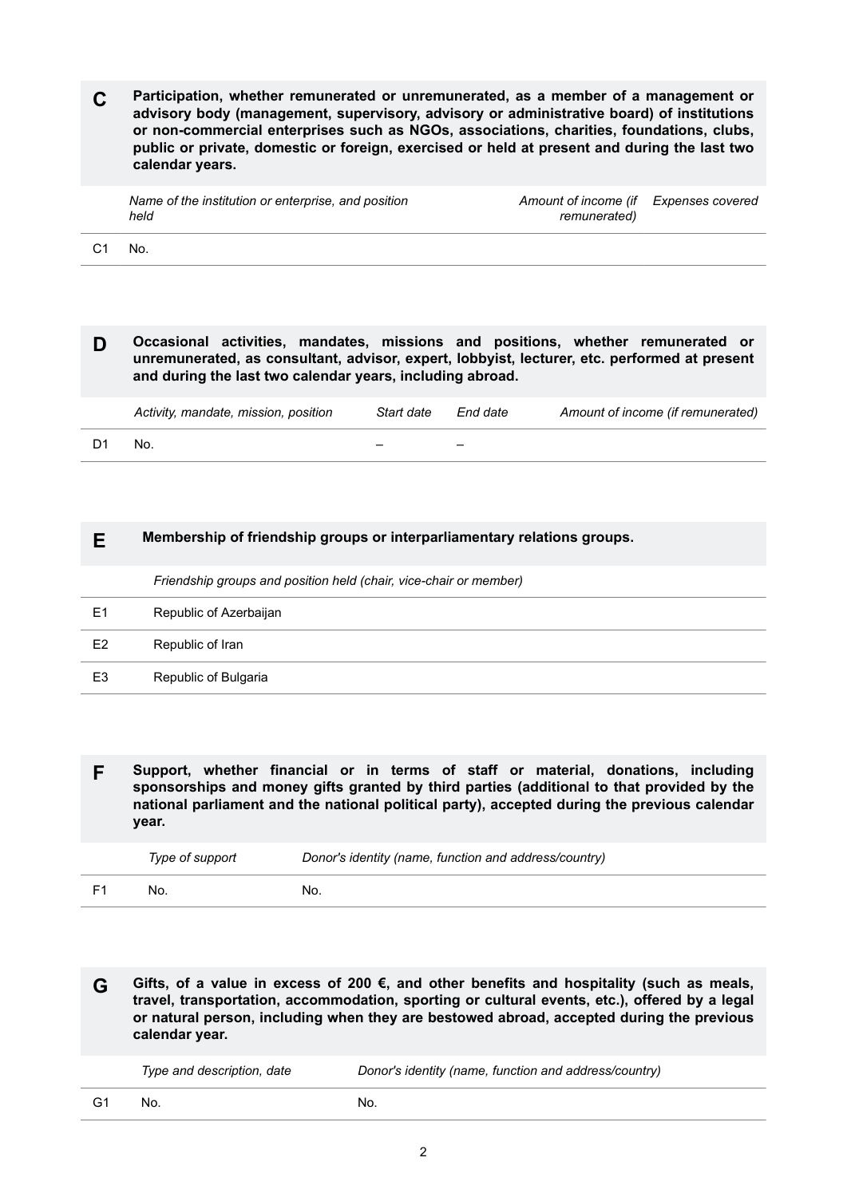## C Participation, whether remunerated or unremunerated, as a member of a management or advisory body (management, supervisory, advisory or administrative board) of institutions or non-commercial enterprises such as NGOs, associations, charities, foundations, clubs, public or private, domestic or foreign, exercised or held at present and during the last two calendar years.

| | *Name of the institution or enterprise, and position held* | *Amount of income (if remunerated)* | *Expenses covered* |
|---|---|---|---|
| C1 | No. | | |

## D Occasional activities, mandates, missions and positions, whether remunerated or unremunerated, as consultant, advisor, expert, lobbyist, lecturer, etc. performed at present and during the last two calendar years, including abroad.

| | *Activity, mandate, mission, position* | *Start date* | *End date* | *Amount of income (if remunerated)* |
|---|---|---|---|---|
| D1 | No. | – | – | |

## E Membership of friendship groups or interparliamentary relations groups.

| | *Friendship groups and position held (chair, vice-chair or member)* |
|---|---|
| E1 | Republic of Azerbaijan |
| E2 | Republic of Iran |
| E3 | Republic of Bulgaria |

## F Support, whether financial or in terms of staff or material, donations, including sponsorships and money gifts granted by third parties (additional to that provided by the national parliament and the national political party), accepted during the previous calendar year.

| | *Type of support* | *Donor's identity (name, function and address/country)* |
|---|---|---|
| F1 | No. | No. |

## G Gifts, of a value in excess of 200 €, and other benefits and hospitality (such as meals, travel, transportation, accommodation, sporting or cultural events, etc.), offered by a legal or natural person, including when they are bestowed abroad, accepted during the previous calendar year.

| | *Type and description, date* | *Donor's identity (name, function and address/country)* |
|---|---|---|
| G1 | No. | No. |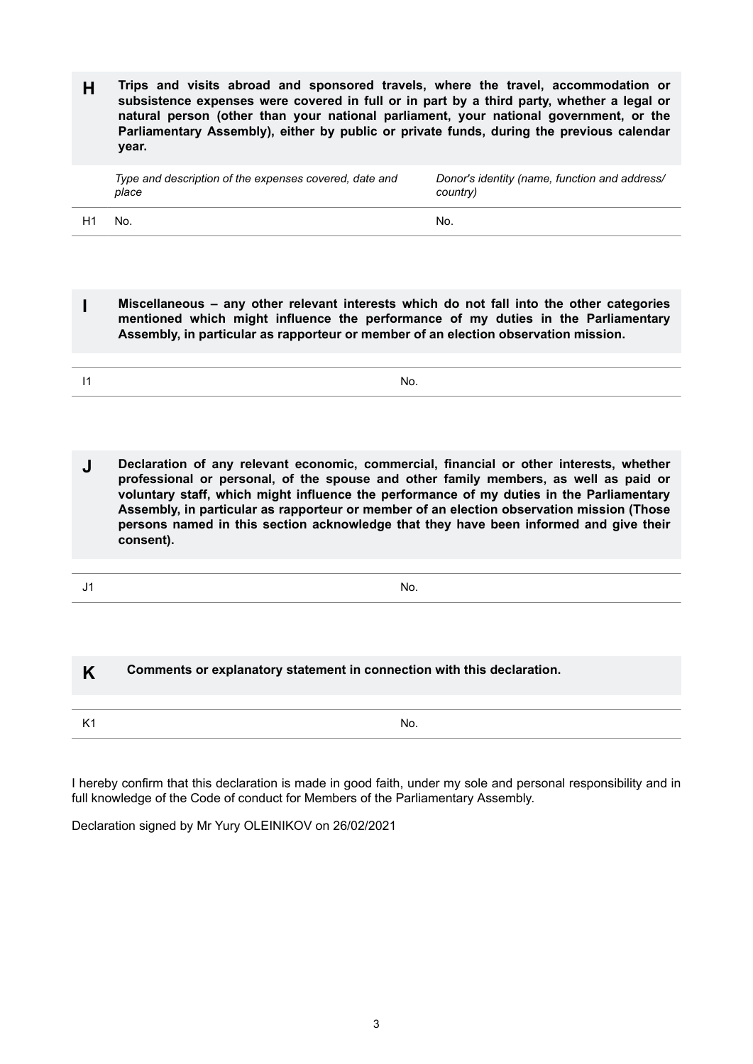| **H** | **Trips and visits abroad and sponsored travels, where the travel, accommodation or subsistence expenses were covered in full or in part by a third party, whether a legal or natural person (other than your national parliament, your national government, or the Parliamentary Assembly), either by public or private funds, during the previous calendar year.** | |
|---|---|---|
| | *Type and description of the expenses covered, date and place* | *Donor's identity (name, function and address/ country)* |
| H1 | No. | No. |

| **I** | **Miscellaneous – any other relevant interests which do not fall into the other categories mentioned which might influence the performance of my duties in the Parliamentary Assembly, in particular as rapporteur or member of an election observation mission.** |
|---|---|
| I1 | No. |

| **J** | **Declaration of any relevant economic, commercial, financial or other interests, whether professional or personal, of the spouse and other family members, as well as paid or voluntary staff, which might influence the performance of my duties in the Parliamentary Assembly, in particular as rapporteur or member of an election observation mission (Those persons named in this section acknowledge that they have been informed and give their consent).** |
|---|---|
| J1 | No. |

| **K** | **Comments or explanatory statement in connection with this declaration.** |
|---|---|
| K1 | No. |

I hereby confirm that this declaration is made in good faith, under my sole and personal responsibility and in full knowledge of the Code of conduct for Members of the Parliamentary Assembly.

Declaration signed by Mr Yury OLEINIKOV on 26/02/2021